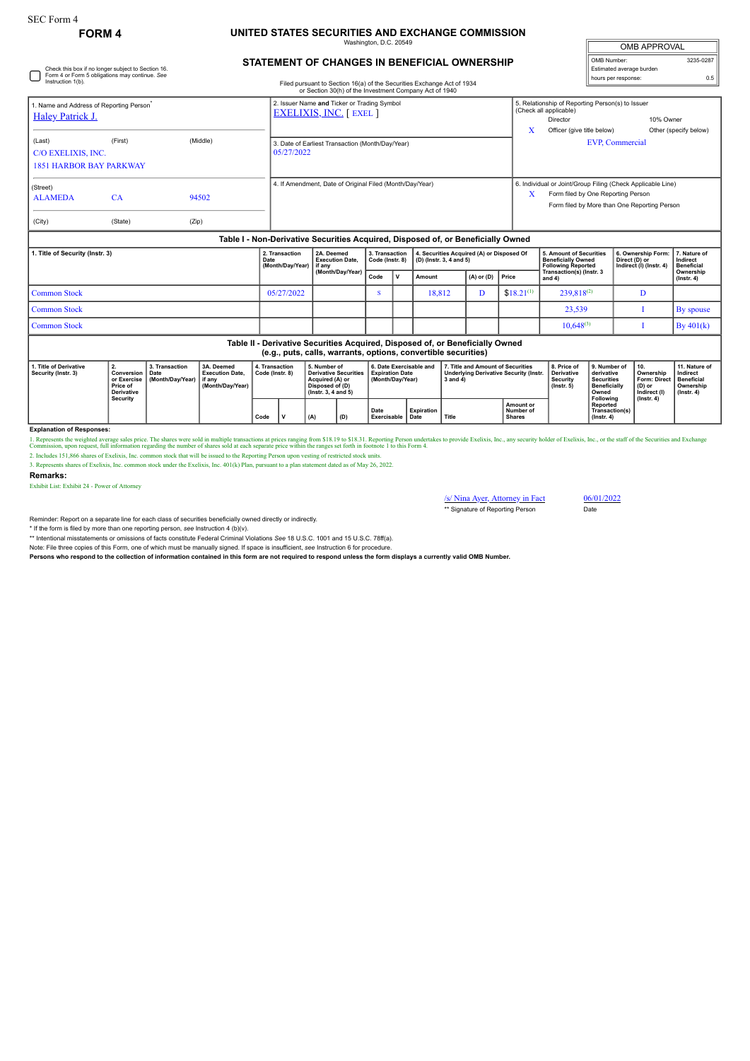SEC Form 4

**FORM 4**

# UNITED STATES SECURITIES AND EXCHANGE COMMISSION

Washington, D.C. 20549

## STATEMENT OF CHANGES IN BENEFICIAL OWNERSHIP

Filed pursuant to Section 16(a) of the Securities Exchange Act of 1934 or Section 30(h) of the Investment Company Act of 1940

| OMB APPROVAL | |
|---|---|
| OMB Number: | 3235-0287 |
| Estimated average burden | |
| hours per response: | 0.5 |

☐ Check this box if no longer subject to Section 16. Form 4 or Form 5 obligations may continue. *See* Instruction 1(b).

1. Name and Address of Reporting Person*
Haley Patrick J.

(Last) (First) (Middle)
C/O EXELIXIS, INC.
1851 HARBOR BAY PARKWAY

(Street)
ALAMEDA CA 94502

(City) (State) (Zip)

2. Issuer Name **and** Ticker or Trading Symbol
EXELIXIS, INC. [ EXEL ]

3. Date of Earliest Transaction (Month/Day/Year)
05/27/2022

4. If Amendment, Date of Original Filed (Month/Day/Year)

5. Relationship of Reporting Person(s) to Issuer (Check all applicable)
Director
10% Owner
X Officer (give title below)
Other (specify below)
EVP, Commercial

6. Individual or Joint/Group Filing (Check Applicable Line)
X Form filed by One Reporting Person
Form filed by More than One Reporting Person

### Table I - Non-Derivative Securities Acquired, Disposed of, or Beneficially Owned

| 1. Title of Security (Instr. 3) | 2. Transaction Date (Month/Day/Year) | 2A. Deemed Execution Date, if any (Month/Day/Year) | 3. Transaction Code (Instr. 8) | | 4. Securities Acquired (A) or Disposed Of (D) (Instr. 3, 4 and 5) | | | 5. Amount of Securities Beneficially Owned Following Reported Transaction(s) (Instr. 3 and 4) | 6. Ownership Form: Direct (D) or Indirect (I) (Instr. 4) | 7. Nature of Indirect Beneficial Ownership (Instr. 4) |
|---|---|---|---|---|---|---|---|---|---|---|
| | | | Code | V | Amount | (A) or (D) | Price | | | |
| Common Stock | 05/27/2022 | | S | | 18,812 | D | $18.21[(1)] | 239,818[(2)] | D | |
| Common Stock | | | | | | | | 23,539 | I | By spouse |
| Common Stock | | | | | | | | 10,648[(3)] | I | By 401(k) |

### Table II - Derivative Securities Acquired, Disposed of, or Beneficially Owned (e.g., puts, calls, warrants, options, convertible securities)

| 1. Title of Derivative Security (Instr. 3) | 2. Conversion or Exercise Price of Derivative Security | 3. Transaction Date (Month/Day/Year) | 3A. Deemed Execution Date, if any (Month/Day/Year) | 4. Transaction Code (Instr. 8) | | 5. Number of Derivative Securities Acquired (A) or Disposed of (D) (Instr. 3, 4 and 5) | | 6. Date Exercisable and Expiration Date (Month/Day/Year) | | 7. Title and Amount of Securities Underlying Derivative Security (Instr. 3 and 4) | | 8. Price of Derivative Security (Instr. 5) | 9. Number of derivative Securities Beneficially Owned Following Reported Transaction(s) (Instr. 4) | 10. Ownership Form: Direct (D) or Indirect (I) (Instr. 4) | 11. Nature of Indirect Beneficial Ownership (Instr. 4) |
|---|---|---|---|---|---|---|---|---|---|---|---|---|---|---|---|
| | | | | Code | V | (A) | (D) | Date Exercisable | Expiration Date | Title | Amount or Number of Shares | | | | |

**Explanation of Responses:**

1. Represents the weighted average sales price. The shares were sold in multiple transactions at prices ranging from $18.19 to $18.31. Reporting Person undertakes to provide Exelixis, Inc., any security holder of Exelixis, Inc., or the staff of the Securities and Exchange Commission, upon request, full information regarding the number of shares sold at each separate price within the ranges set forth in footnote 1 to this Form 4.

2. Includes 151,866 shares of Exelixis, Inc. common stock that will be issued to the Reporting Person upon vesting of restricted stock units.

3. Represents shares of Exelixis, Inc. common stock under the Exelixis, Inc. 401(k) Plan, pursuant to a plan statement dated as of May 26, 2022.

**Remarks:**

Exhibit List: Exhibit 24 - Power of Attorney

/s/ Nina Ayer, Attorney in Fact — 06/01/2022

** Signature of Reporting Person — Date

Reminder: Report on a separate line for each class of securities beneficially owned directly or indirectly.

* If the form is filed by more than one reporting person, *see* Instruction 4 (b)(v).

** Intentional misstatements or omissions of facts constitute Federal Criminal Violations *See* 18 U.S.C. 1001 and 15 U.S.C. 78ff(a).

Note: File three copies of this Form, one of which must be manually signed. If space is insufficient, *see* Instruction 6 for procedure.

**Persons who respond to the collection of information contained in this form are not required to respond unless the form displays a currently valid OMB Number.**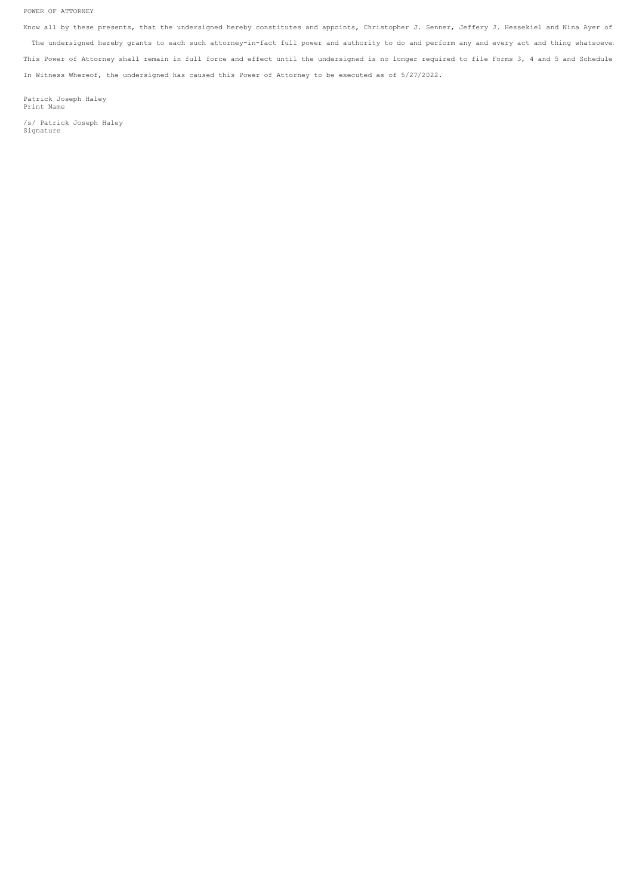POWER OF ATTORNEY

Know all by these presents, that the undersigned hereby constitutes and appoints, Christopher J. Senner, Jeffery J. Hessekiel and Nina Ayer of

The undersigned hereby grants to each such attorney-in-fact full power and authority to do and perform any and every act and thing whatsoeve

This Power of Attorney shall remain in full force and effect until the undersigned is no longer required to file Forms 3, 4 and 5 and Schedule

In Witness Whereof, the undersigned has caused this Power of Attorney to be executed as of 5/27/2022.

Patrick Joseph Haley
Print Name

/s/ Patrick Joseph Haley
Signature